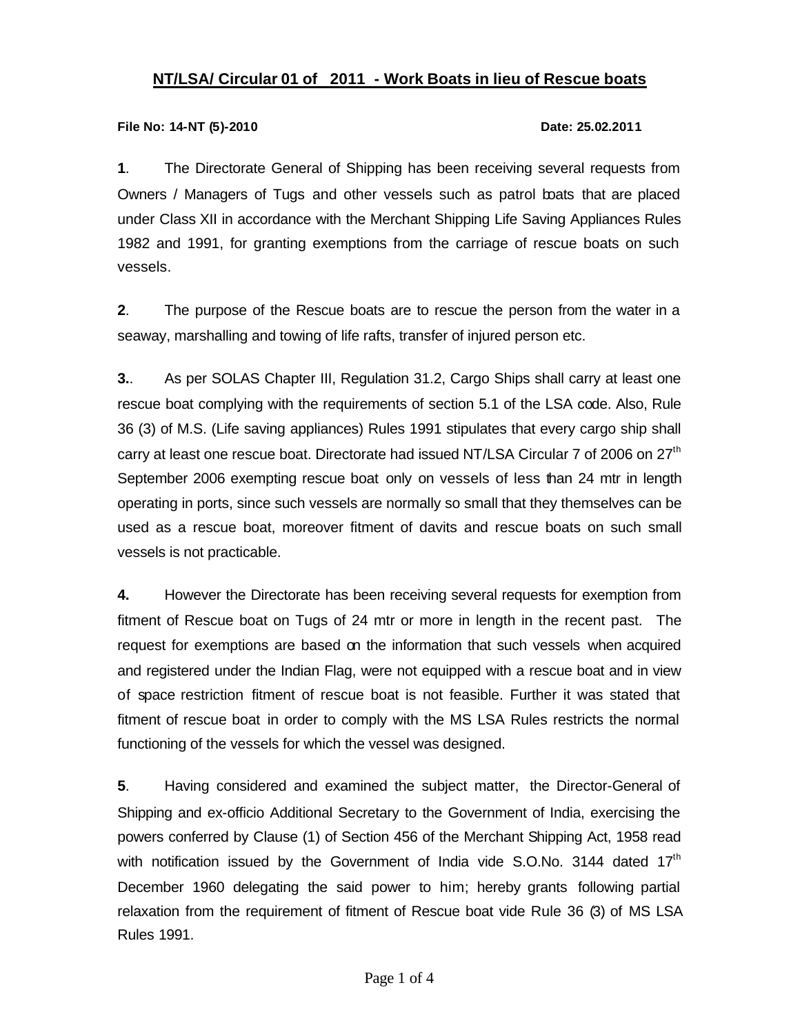## NT/LSA/ Circular 01 of 2011 - Work Boats in lieu of Rescue boats

**File No: 14-NT (5)-2010** **Date: 25.02.2011**

**1**. The Directorate General of Shipping has been receiving several requests from Owners / Managers of Tugs and other vessels such as patrol boats that are placed under Class XII in accordance with the Merchant Shipping Life Saving Appliances Rules 1982 and 1991, for granting exemptions from the carriage of rescue boats on such vessels.

**2**. The purpose of the Rescue boats are to rescue the person from the water in a seaway, marshalling and towing of life rafts, transfer of injured person etc.

**3.**. As per SOLAS Chapter III, Regulation 31.2, Cargo Ships shall carry at least one rescue boat complying with the requirements of section 5.1 of the LSA code. Also, Rule 36 (3) of M.S. (Life saving appliances) Rules 1991 stipulates that every cargo ship shall carry at least one rescue boat. Directorate had issued NT/LSA Circular 7 of 2006 on 27th September 2006 exempting rescue boat only on vessels of less than 24 mtr in length operating in ports, since such vessels are normally so small that they themselves can be used as a rescue boat, moreover fitment of davits and rescue boats on such small vessels is not practicable.

**4.** However the Directorate has been receiving several requests for exemption from fitment of Rescue boat on Tugs of 24 mtr or more in length in the recent past. The request for exemptions are based on the information that such vessels when acquired and registered under the Indian Flag, were not equipped with a rescue boat and in view of space restriction fitment of rescue boat is not feasible. Further it was stated that fitment of rescue boat in order to comply with the MS LSA Rules restricts the normal functioning of the vessels for which the vessel was designed.

**5**. Having considered and examined the subject matter, the Director-General of Shipping and ex-officio Additional Secretary to the Government of India, exercising the powers conferred by Clause (1) of Section 456 of the Merchant Shipping Act, 1958 read with notification issued by the Government of India vide S.O.No. 3144 dated 17th December 1960 delegating the said power to him; hereby grants following partial relaxation from the requirement of fitment of Rescue boat vide Rule 36 (3) of MS LSA Rules 1991.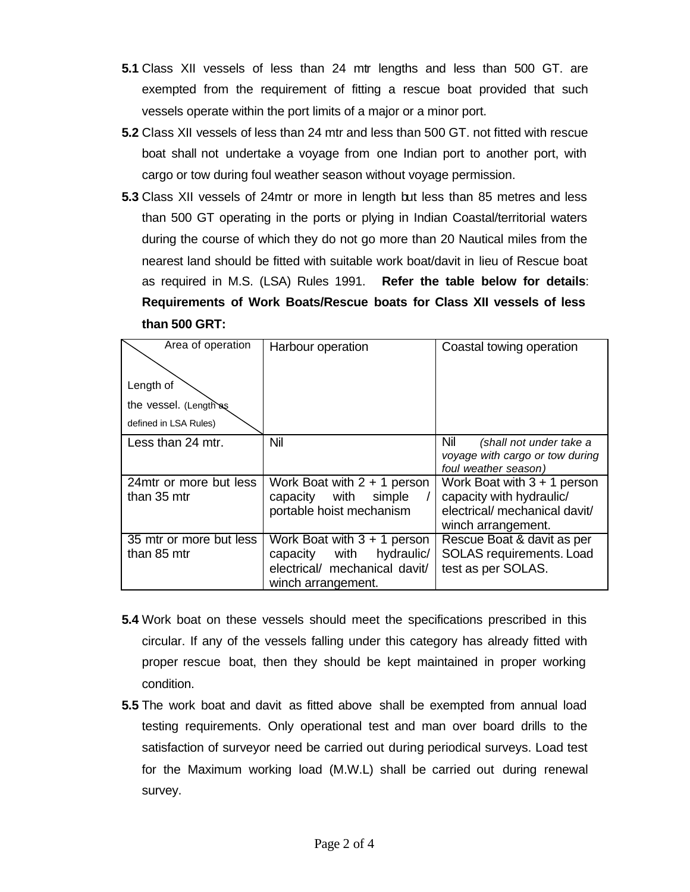**5.1** Class XII vessels of less than 24 mtr lengths and less than 500 GT. are exempted from the requirement of fitting a rescue boat provided that such vessels operate within the port limits of a major or a minor port.

**5.2** Class XII vessels of less than 24 mtr and less than 500 GT. not fitted with rescue boat shall not undertake a voyage from one Indian port to another port, with cargo or tow during foul weather season without voyage permission.

**5.3** Class XII vessels of 24mtr or more in length but less than 85 metres and less than 500 GT operating in the ports or plying in Indian Coastal/territorial waters during the course of which they do not go more than 20 Nautical miles from the nearest land should be fitted with suitable work boat/davit in lieu of Rescue boat as required in M.S. (LSA) Rules 1991. **Refer the table below for details**: **Requirements of Work Boats/Rescue boats for Class XII vessels of less than 500 GRT:**

| Area of operation / Length of the vessel. (Length as defined in LSA Rules) | Harbour operation | Coastal towing operation |
|---|---|---|
| Less than 24 mtr. | Nil | Nil *(shall not under take a voyage with cargo or tow during foul weather season)* |
| 24mtr or more but less than 35 mtr | Work Boat with 2 + 1 person capacity with simple / portable hoist mechanism | Work Boat with 3 + 1 person capacity with hydraulic/ electrical/ mechanical davit/ winch arrangement. |
| 35 mtr or more but less than 85 mtr | Work Boat with 3 + 1 person capacity with hydraulic/ electrical/ mechanical davit/ winch arrangement. | Rescue Boat & davit as per SOLAS requirements. Load test as per SOLAS. |

**5.4** Work boat on these vessels should meet the specifications prescribed in this circular. If any of the vessels falling under this category has already fitted with proper rescue boat, then they should be kept maintained in proper working condition.

**5.5** The work boat and davit as fitted above shall be exempted from annual load testing requirements. Only operational test and man over board drills to the satisfaction of surveyor need be carried out during periodical surveys. Load test for the Maximum working load (M.W.L) shall be carried out during renewal survey.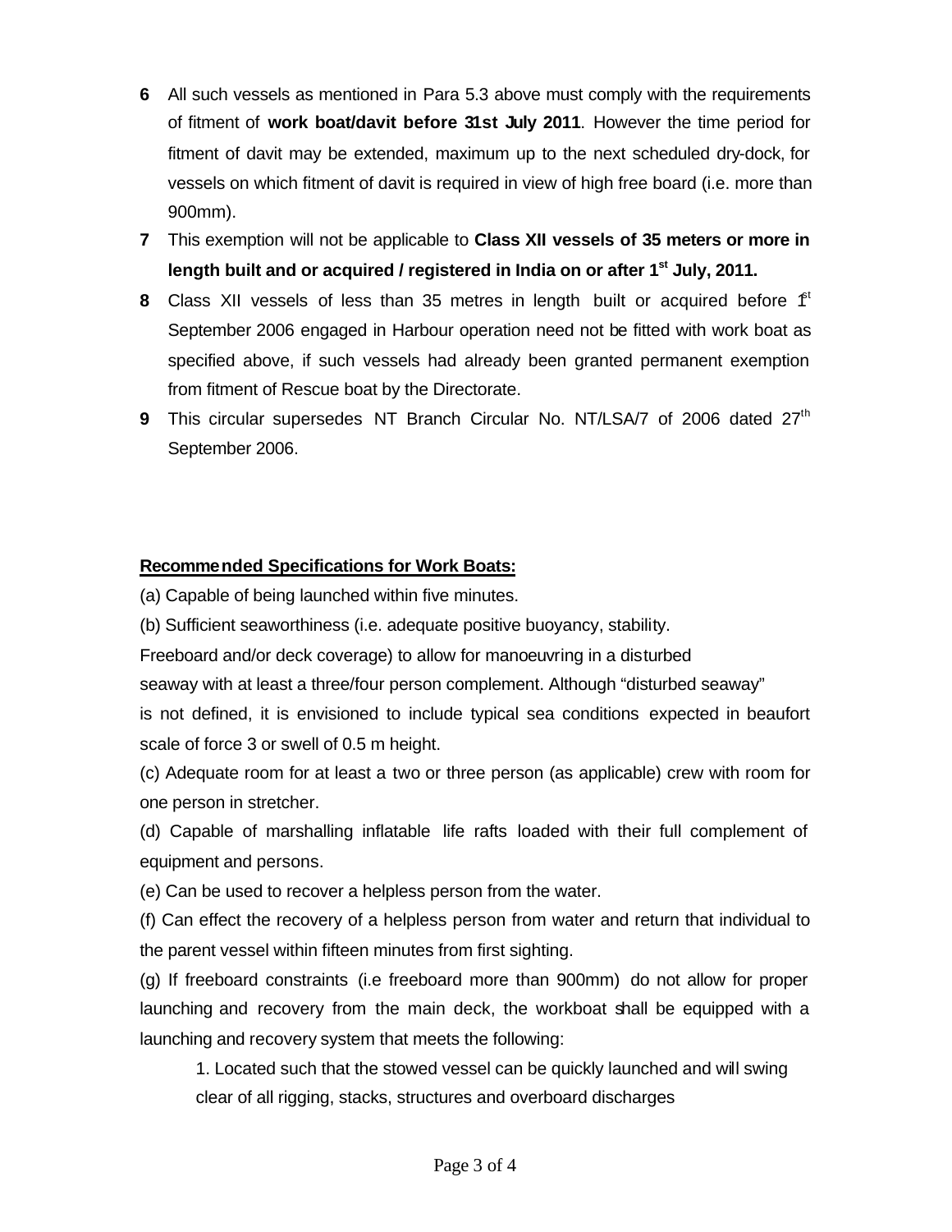6 All such vessels as mentioned in Para 5.3 above must comply with the requirements of fitment of **work boat/davit before 31st July 2011**. However the time period for fitment of davit may be extended, maximum up to the next scheduled dry-dock, for vessels on which fitment of davit is required in view of high free board (i.e. more than 900mm).

7 This exemption will not be applicable to **Class XII vessels of 35 meters or more in length built and or acquired / registered in India on or after 1st July, 2011.**

8 Class XII vessels of less than 35 metres in length built or acquired before 1st September 2006 engaged in Harbour operation need not be fitted with work boat as specified above, if such vessels had already been granted permanent exemption from fitment of Rescue boat by the Directorate.

9 This circular supersedes NT Branch Circular No. NT/LSA/7 of 2006 dated 27th September 2006.

**Recommended Specifications for Work Boats:**

(a) Capable of being launched within five minutes.

(b) Sufficient seaworthiness (i.e. adequate positive buoyancy, stability. Freeboard and/or deck coverage) to allow for manoeuvring in a disturbed seaway with at least a three/four person complement. Although "disturbed seaway" is not defined, it is envisioned to include typical sea conditions expected in beaufort scale of force 3 or swell of 0.5 m height.

(c) Adequate room for at least a two or three person (as applicable) crew with room for one person in stretcher.

(d) Capable of marshalling inflatable life rafts loaded with their full complement of equipment and persons.

(e) Can be used to recover a helpless person from the water.

(f) Can effect the recovery of a helpless person from water and return that individual to the parent vessel within fifteen minutes from first sighting.

(g) If freeboard constraints (i.e freeboard more than 900mm) do not allow for proper launching and recovery from the main deck, the workboat shall be equipped with a launching and recovery system that meets the following:

1. Located such that the stowed vessel can be quickly launched and will swing clear of all rigging, stacks, structures and overboard discharges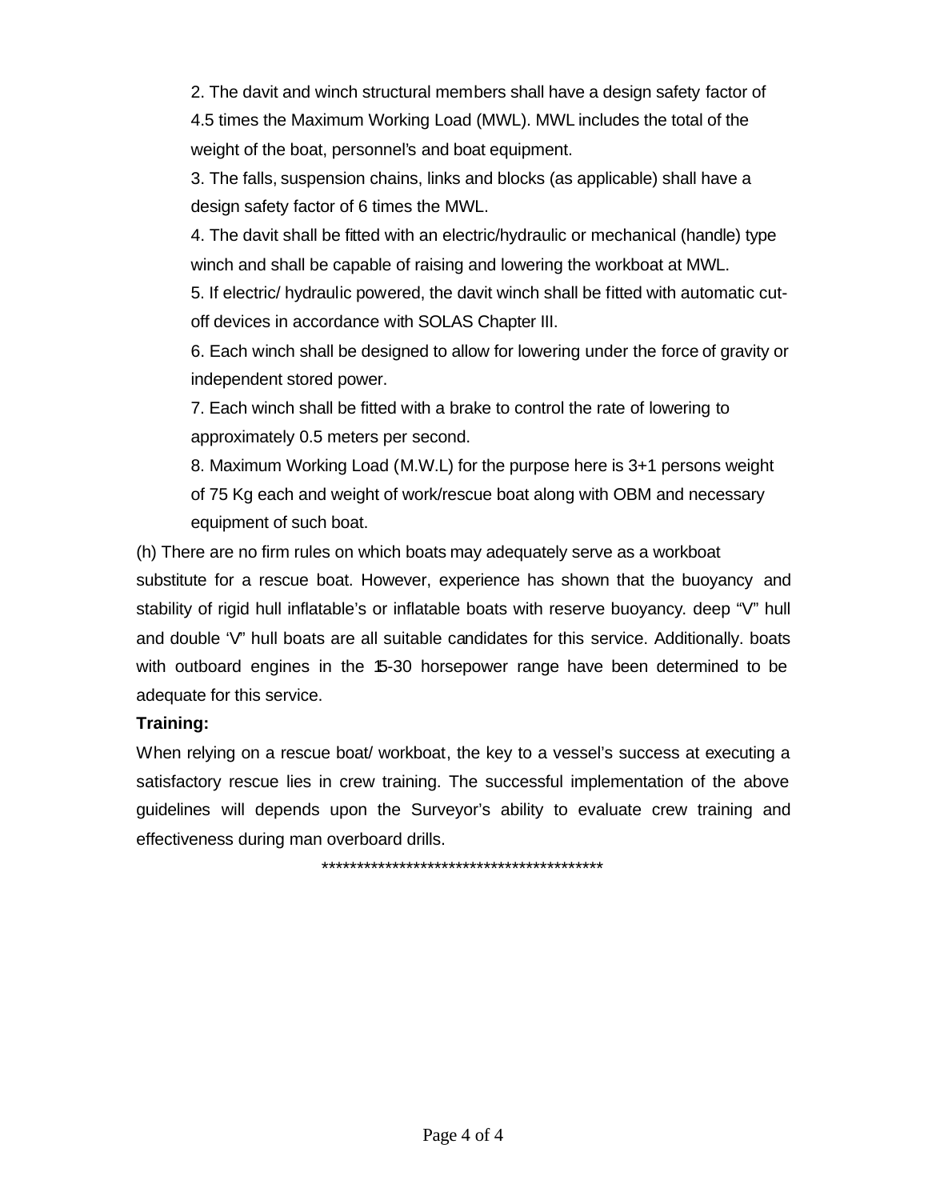2. The davit and winch structural members shall have a design safety factor of 4.5 times the Maximum Working Load (MWL). MWL includes the total of the weight of the boat, personnel's and boat equipment.
3. The falls, suspension chains, links and blocks (as applicable) shall have a design safety factor of 6 times the MWL.
4. The davit shall be fitted with an electric/hydraulic or mechanical (handle) type winch and shall be capable of raising and lowering the workboat at MWL.
5. If electric/ hydraulic powered, the davit winch shall be fitted with automatic cut-off devices in accordance with SOLAS Chapter III.
6. Each winch shall be designed to allow for lowering under the force of gravity or independent stored power.
7. Each winch shall be fitted with a brake to control the rate of lowering to approximately 0.5 meters per second.
8. Maximum Working Load (M.W.L) for the purpose here is 3+1 persons weight of 75 Kg each and weight of work/rescue boat along with OBM and necessary equipment of such boat.

(h) There are no firm rules on which boats may adequately serve as a workboat substitute for a rescue boat. However, experience has shown that the buoyancy and stability of rigid hull inflatable's or inflatable boats with reserve buoyancy. deep "V" hull and double 'V" hull boats are all suitable candidates for this service. Additionally. boats with outboard engines in the 15-30 horsepower range have been determined to be adequate for this service.

**Training:**

When relying on a rescue boat/ workboat, the key to a vessel's success at executing a satisfactory rescue lies in crew training. The successful implementation of the above guidelines will depends upon the Surveyor's ability to evaluate crew training and effectiveness during man overboard drills.

****************************************